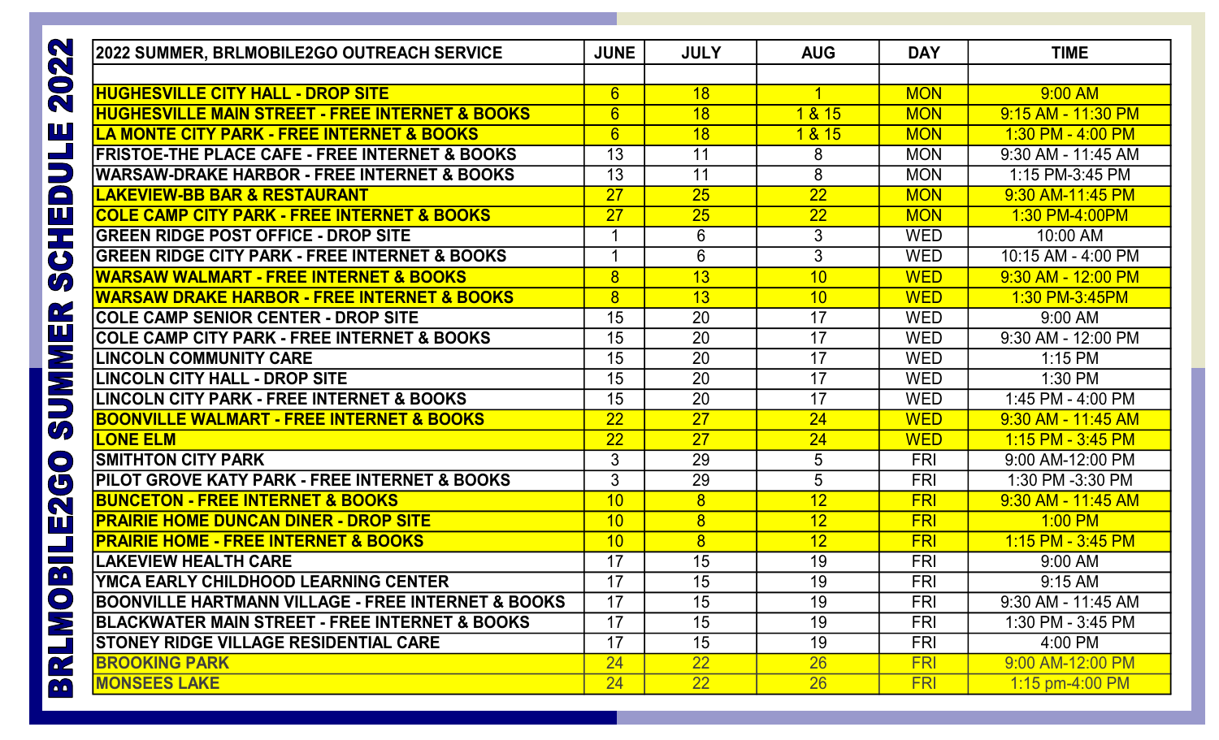# BRLMOBILE2GO SUMMER SCHEDULE 2022

| 2022 SUMMER, BRLMOBILE2GO OUTREACH SERVICE | JUNE | JULY | AUG | DAY | TIME |
|---|---|---|---|---|---|
| | | | | | |
| HUGHESVILLE CITY HALL - DROP SITE | 6 | 18 | 1 | MON | 9:00 AM |
| HUGHESVILLE MAIN STREET - FREE INTERNET & BOOKS | 6 | 18 | 1 & 15 | MON | 9:15 AM - 11:30 PM |
| LA MONTE CITY PARK - FREE INTERNET & BOOKS | 6 | 18 | 1 & 15 | MON | 1:30 PM - 4:00 PM |
| FRISTOE-THE PLACE CAFE - FREE INTERNET & BOOKS | 13 | 11 | 8 | MON | 9:30 AM - 11:45 AM |
| WARSAW-DRAKE HARBOR - FREE INTERNET & BOOKS | 13 | 11 | 8 | MON | 1:15 PM-3:45 PM |
| LAKEVIEW-BB BAR & RESTAURANT | 27 | 25 | 22 | MON | 9:30 AM-11:45 PM |
| COLE CAMP CITY PARK - FREE INTERNET & BOOKS | 27 | 25 | 22 | MON | 1:30 PM-4:00PM |
| GREEN RIDGE POST OFFICE - DROP SITE | 1 | 6 | 3 | WED | 10:00 AM |
| GREEN RIDGE CITY PARK - FREE INTERNET & BOOKS | 1 | 6 | 3 | WED | 10:15 AM - 4:00 PM |
| WARSAW WALMART - FREE INTERNET & BOOKS | 8 | 13 | 10 | WED | 9:30 AM - 12:00 PM |
| WARSAW DRAKE HARBOR - FREE INTERNET & BOOKS | 8 | 13 | 10 | WED | 1:30 PM-3:45PM |
| COLE CAMP SENIOR CENTER - DROP SITE | 15 | 20 | 17 | WED | 9:00 AM |
| COLE CAMP CITY PARK - FREE INTERNET & BOOKS | 15 | 20 | 17 | WED | 9:30 AM - 12:00 PM |
| LINCOLN COMMUNITY CARE | 15 | 20 | 17 | WED | 1:15 PM |
| LINCOLN CITY HALL - DROP SITE | 15 | 20 | 17 | WED | 1:30 PM |
| LINCOLN CITY PARK - FREE INTERNET & BOOKS | 15 | 20 | 17 | WED | 1:45 PM - 4:00 PM |
| BOONVILLE WALMART - FREE INTERNET & BOOKS | 22 | 27 | 24 | WED | 9:30 AM - 11:45 AM |
| LONE ELM | 22 | 27 | 24 | WED | 1:15 PM - 3:45 PM |
| SMITHTON CITY PARK | 3 | 29 | 5 | FRI | 9:00 AM-12:00 PM |
| PILOT GROVE KATY PARK - FREE INTERNET & BOOKS | 3 | 29 | 5 | FRI | 1:30 PM -3:30 PM |
| BUNCETON - FREE INTERNET & BOOKS | 10 | 8 | 12 | FRI | 9:30 AM - 11:45 AM |
| PRAIRIE HOME DUNCAN DINER - DROP SITE | 10 | 8 | 12 | FRI | 1:00 PM |
| PRAIRIE HOME - FREE INTERNET & BOOKS | 10 | 8 | 12 | FRI | 1:15 PM - 3:45 PM |
| LAKEVIEW HEALTH CARE | 17 | 15 | 19 | FRI | 9:00 AM |
| YMCA EARLY CHILDHOOD LEARNING CENTER | 17 | 15 | 19 | FRI | 9:15 AM |
| BOONVILLE HARTMANN VILLAGE - FREE INTERNET & BOOKS | 17 | 15 | 19 | FRI | 9:30 AM - 11:45 AM |
| BLACKWATER MAIN STREET - FREE INTERNET & BOOKS | 17 | 15 | 19 | FRI | 1:30 PM - 3:45 PM |
| STONEY RIDGE VILLAGE RESIDENTIAL CARE | 17 | 15 | 19 | FRI | 4:00 PM |
| BROOKING PARK | 24 | 22 | 26 | FRI | 9:00 AM-12:00 PM |
| MONSEES LAKE | 24 | 22 | 26 | FRI | 1:15 pm-4:00 PM |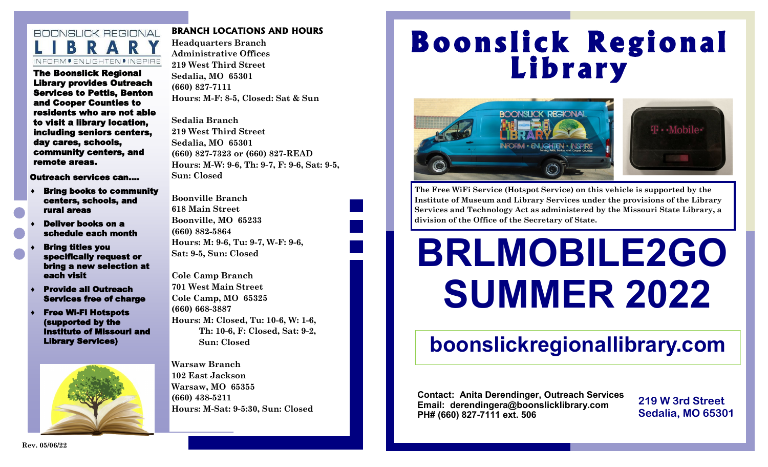BOONSLICK REGIONAL
LIBRARY
INFORM • ENLIGHTEN • INSPIRE

**The Boonslick Regional Library provides Outreach Services to Pettis, Benton and Cooper Counties to residents who are not able to visit a library location, including seniors centers, day cares, schools, community centers, and remote areas.**

**Outreach services can....**

- **Bring books to community centers, schools, and rural areas**
- **Deliver books on a schedule each month**
- **Bring titles you specifically request or bring a new selection at each visit**
- **Provide all Outreach Services free of charge**
- **Free Wi-Fi Hotspots (supported by the Institute of Missouri and Library Services)**

Rev. 05/06/22

## BRANCH LOCATIONS AND HOURS

**Headquarters Branch**
**Administrative Offices**
**219 West Third Street**
**Sedalia, MO 65301**
**(660) 827-7111**
**Hours: M-F: 8-5, Closed: Sat & Sun**

**Sedalia Branch**
**219 West Third Street**
**Sedalia, MO 65301**
**(660) 827-7323 or (660) 827-READ**
**Hours: M-W: 9-6, Th: 9-7, F: 9-6, Sat: 9-5, Sun: Closed**

**Boonville Branch**
**618 Main Street**
**Boonville, MO 65233**
**(660) 882-5864**
**Hours: M: 9-6, Tu: 9-7, W-F: 9-6, Sat: 9-5, Sun: Closed**

**Cole Camp Branch**
**701 West Main Street**
**Cole Camp, MO 65325**
**(660) 668-3887**
**Hours: M: Closed, Tu: 10-6, W: 1-6, Th: 10-6, F: Closed, Sat: 9-2, Sun: Closed**

**Warsaw Branch**
**102 East Jackson**
**Warsaw, MO 65355**
**(660) 438-5211**
**Hours: M-Sat: 9-5:30, Sun: Closed**

# Boonslick Regional Library

**The Free WiFi Service (Hotspot Service) on this vehicle is supported by the Institute of Museum and Library Services under the provisions of the Library Services and Technology Act as administered by the Missouri State Library, a division of the Office of the Secretary of State.**

# BRLMOBILE2GO SUMMER 2022

## boonslickregionallibrary.com

**Contact: Anita Derendinger, Outreach Services**
**Email: derendingera@boonslicklibrary.com**
**PH# (660) 827-7111 ext. 506**

**219 W 3rd Street**
**Sedalia, MO 65301**